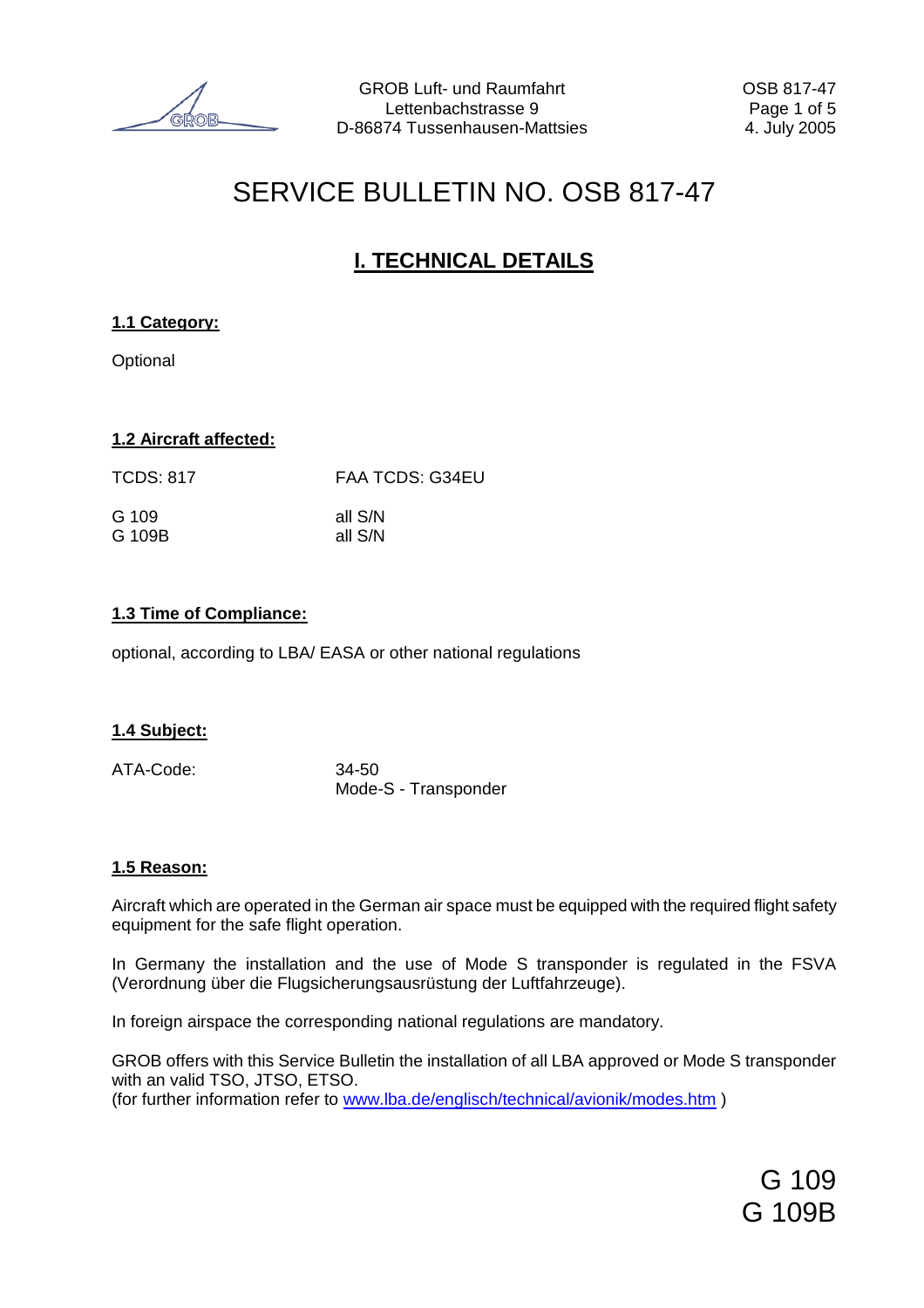# SERVICE BULLETIN NO. OSB 817-47

## I. TECHNICAL DETAILS

### 1.1 Category:

Optional

### 1.2 Aircraft affected:

| TCDS: 817 | FAA TCDS: G34EU |
|---|---|
| G 109 | all S/N |
| G 109B | all S/N |

### 1.3 Time of Compliance:

optional, according to LBA/ EASA or other national regulations

### 1.4 Subject:

ATA-Code: 34-50
Mode-S - Transponder

### 1.5 Reason:

Aircraft which are operated in the German air space must be equipped with the required flight safety equipment for the safe flight operation.

In Germany the installation and the use of Mode S transponder is regulated in the FSVA (Verordnung über die Flugsicherungsausrüstung der Luftfahrzeuge).

In foreign airspace the corresponding national regulations are mandatory.

GROB offers with this Service Bulletin the installation of all LBA approved or Mode S transponder with an valid TSO, JTSO, ETSO.
(for further information refer to www.lba.de/englisch/technical/avionik/modes.htm )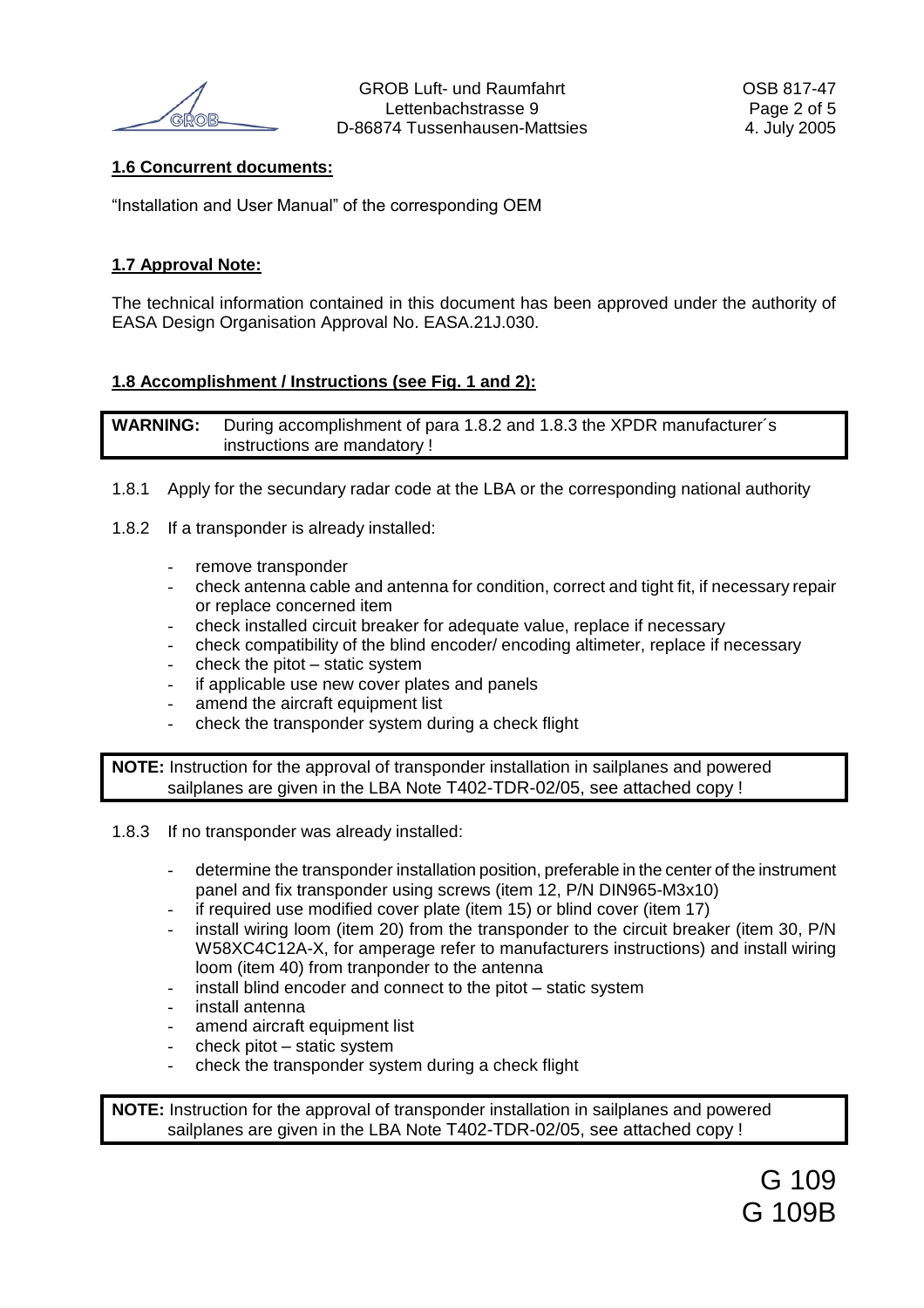## 1.6 Concurrent documents:

"Installation and User Manual" of the corresponding OEM

## 1.7 Approval Note:

The technical information contained in this document has been approved under the authority of EASA Design Organisation Approval No. EASA.21J.030.

## 1.8 Accomplishment / Instructions (see Fig. 1 and 2):

**WARNING:** During accomplishment of para 1.8.2 and 1.8.3 the XPDR manufacturer´s instructions are mandatory !

1.8.1 Apply for the secundary radar code at the LBA or the corresponding national authority

1.8.2 If a transponder is already installed:

- remove transponder
- check antenna cable and antenna for condition, correct and tight fit, if necessary repair or replace concerned item
- check installed circuit breaker for adequate value, replace if necessary
- check compatibility of the blind encoder/ encoding altimeter, replace if necessary
- check the pitot – static system
- if applicable use new cover plates and panels
- amend the aircraft equipment list
- check the transponder system during a check flight

**NOTE:** Instruction for the approval of transponder installation in sailplanes and powered sailplanes are given in the LBA Note T402-TDR-02/05, see attached copy !

1.8.3 If no transponder was already installed:

- determine the transponder installation position, preferable in the center of the instrument panel and fix transponder using screws (item 12, P/N DIN965-M3x10)
- if required use modified cover plate (item 15) or blind cover (item 17)
- install wiring loom (item 20) from the transponder to the circuit breaker (item 30, P/N W58XC4C12A-X, for amperage refer to manufacturers instructions) and install wiring loom (item 40) from tranponder to the antenna
- install blind encoder and connect to the pitot – static system
- install antenna
- amend aircraft equipment list
- check pitot – static system
- check the transponder system during a check flight

**NOTE:** Instruction for the approval of transponder installation in sailplanes and powered sailplanes are given in the LBA Note T402-TDR-02/05, see attached copy !

G 109
G 109B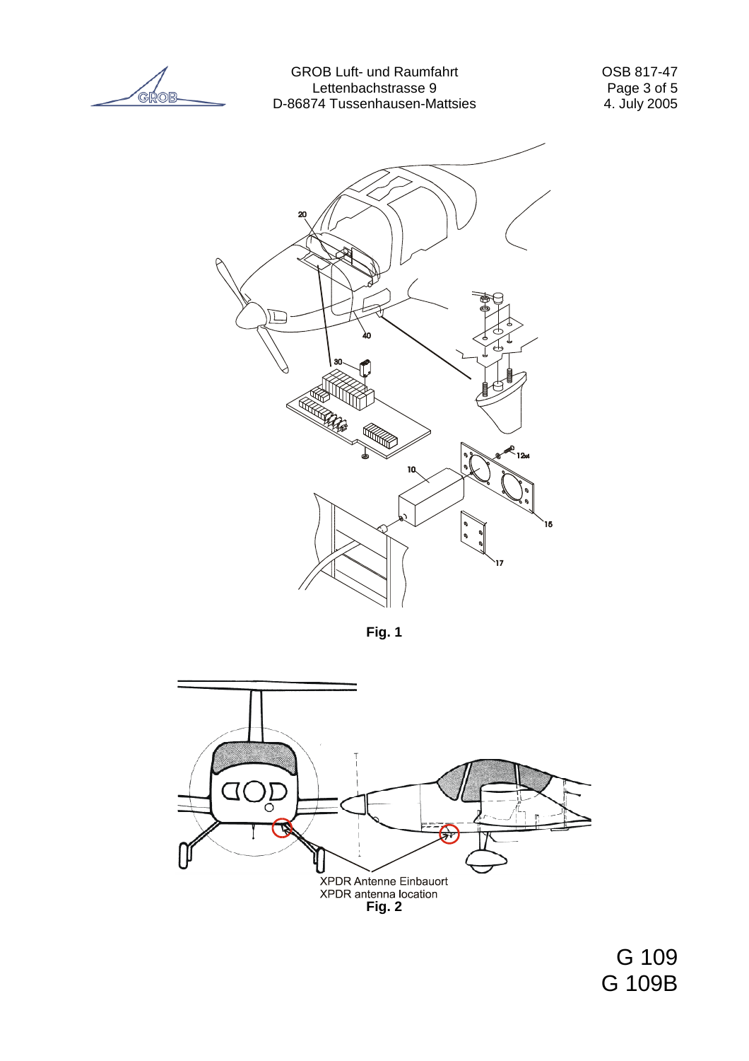Fig. 1

XPDR Antenne Einbauort
XPDR antenna location
**Fig. 2**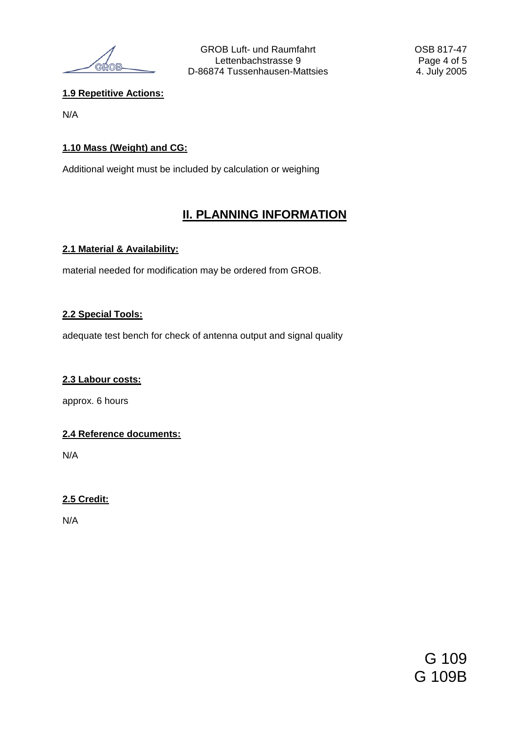### 1.9 Repetitive Actions:

N/A

### 1.10 Mass (Weight) and CG:

Additional weight must be included by calculation or weighing

## II. PLANNING INFORMATION

### 2.1 Material & Availability:

material needed for modification may be ordered from GROB.

### 2.2 Special Tools:

adequate test bench for check of antenna output and signal quality

### 2.3 Labour costs:

approx. 6 hours

### 2.4 Reference documents:

N/A

### 2.5 Credit:

N/A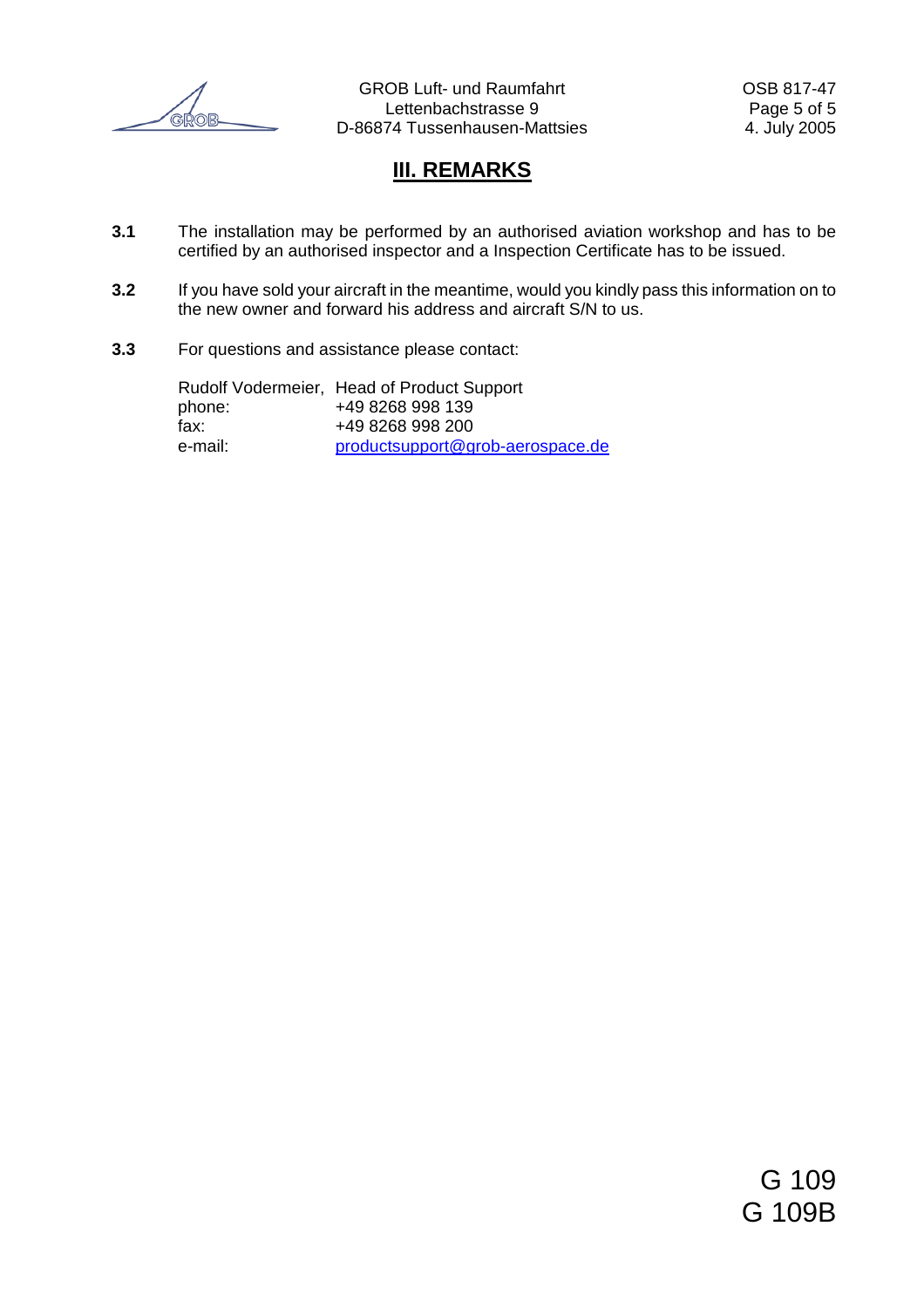## III. REMARKS

**3.1** The installation may be performed by an authorised aviation workshop and has to be certified by an authorised inspector and a Inspection Certificate has to be issued.

**3.2** If you have sold your aircraft in the meantime, would you kindly pass this information on to the new owner and forward his address and aircraft S/N to us.

**3.3** For questions and assistance please contact:

| | |
|---|---|
| Rudolf Vodermeier, | Head of Product Support |
| phone: | +49 8268 998 139 |
| fax: | +49 8268 998 200 |
| e-mail: | productsupport@grob-aerospace.de |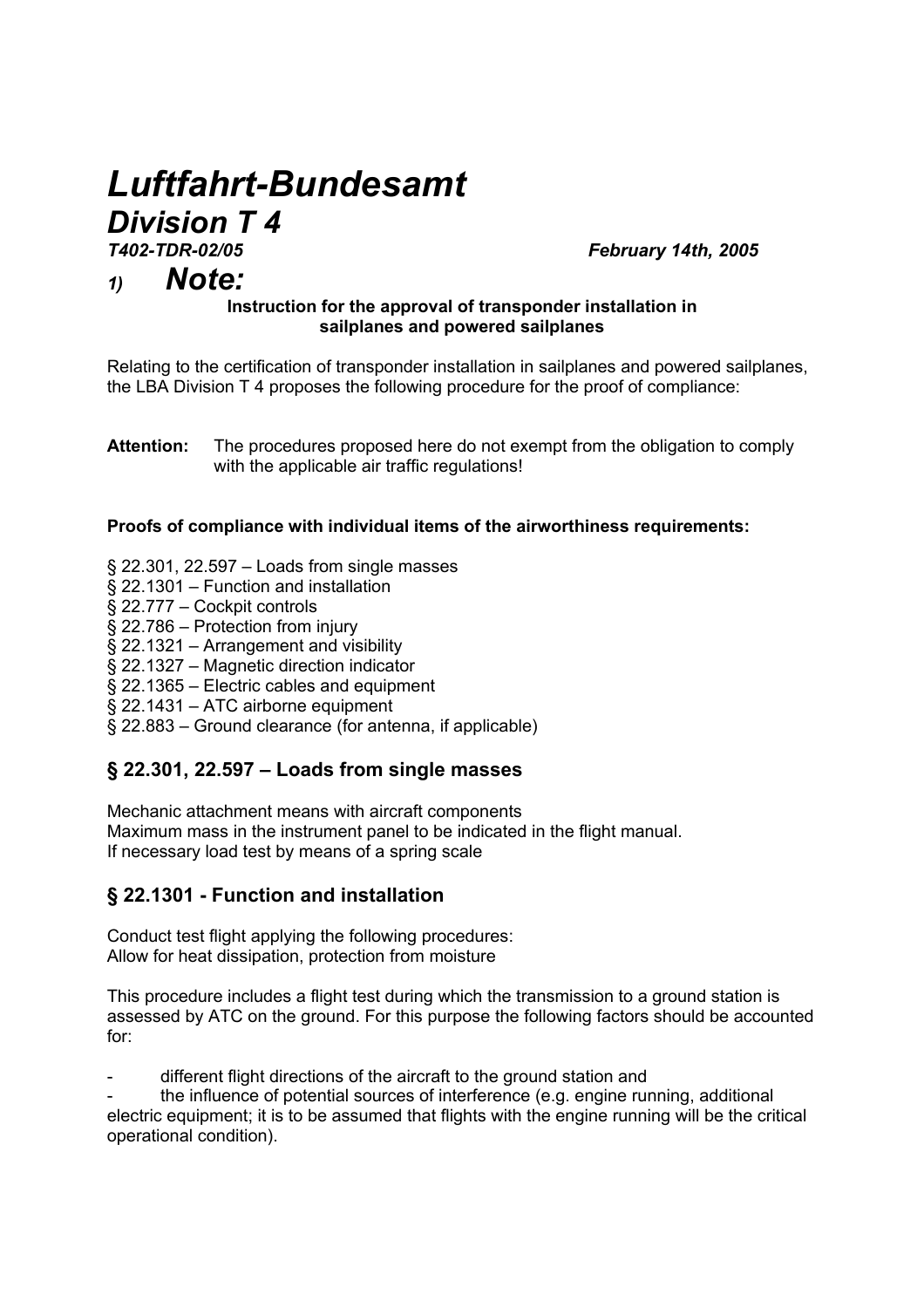# *Luftfahrt-Bundesamt*

## *Division T 4*

***T402-TDR-02/05*** ***February 14th, 2005***

## *1) Note:*

**Instruction for the approval of transponder installation in sailplanes and powered sailplanes**

Relating to the certification of transponder installation in sailplanes and powered sailplanes, the LBA Division T 4 proposes the following procedure for the proof of compliance:

**Attention:** The procedures proposed here do not exempt from the obligation to comply with the applicable air traffic regulations!

**Proofs of compliance with individual items of the airworthiness requirements:**

§ 22.301, 22.597 – Loads from single masses
§ 22.1301 – Function and installation
§ 22.777 – Cockpit controls
§ 22.786 – Protection from injury
§ 22.1321 – Arrangement and visibility
§ 22.1327 – Magnetic direction indicator
§ 22.1365 – Electric cables and equipment
§ 22.1431 – ATC airborne equipment
§ 22.883 – Ground clearance (for antenna, if applicable)

### § 22.301, 22.597 – Loads from single masses

Mechanic attachment means with aircraft components
Maximum mass in the instrument panel to be indicated in the flight manual.
If necessary load test by means of a spring scale

### § 22.1301 - Function and installation

Conduct test flight applying the following procedures:
Allow for heat dissipation, protection from moisture

This procedure includes a flight test during which the transmission to a ground station is assessed by ATC on the ground. For this purpose the following factors should be accounted for:

- different flight directions of the aircraft to the ground station and
- the influence of potential sources of interference (e.g. engine running, additional electric equipment; it is to be assumed that flights with the engine running will be the critical operational condition).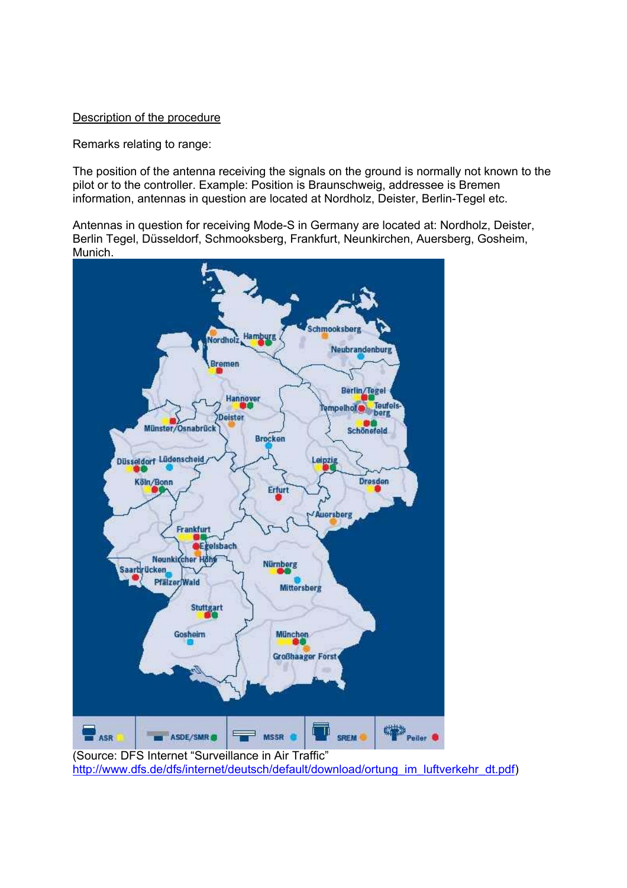Description of the procedure

Remarks relating to range:

The position of the antenna receiving the signals on the ground is normally not known to the pilot or to the controller. Example: Position is Braunschweig, addressee is Bremen information, antennas in question are located at Nordholz, Deister, Berlin-Tegel etc.

Antennas in question for receiving Mode-S in Germany are located at: Nordholz, Deister, Berlin Tegel, Düsseldorf, Schmooksberg, Frankfurt, Neunkirchen, Auersberg, Gosheim, Munich.

(Source: DFS Internet "Surveillance in Air Traffic" http://www.dfs.de/dfs/internet/deutsch/default/download/ortung_im_luftverkehr_dt.pdf)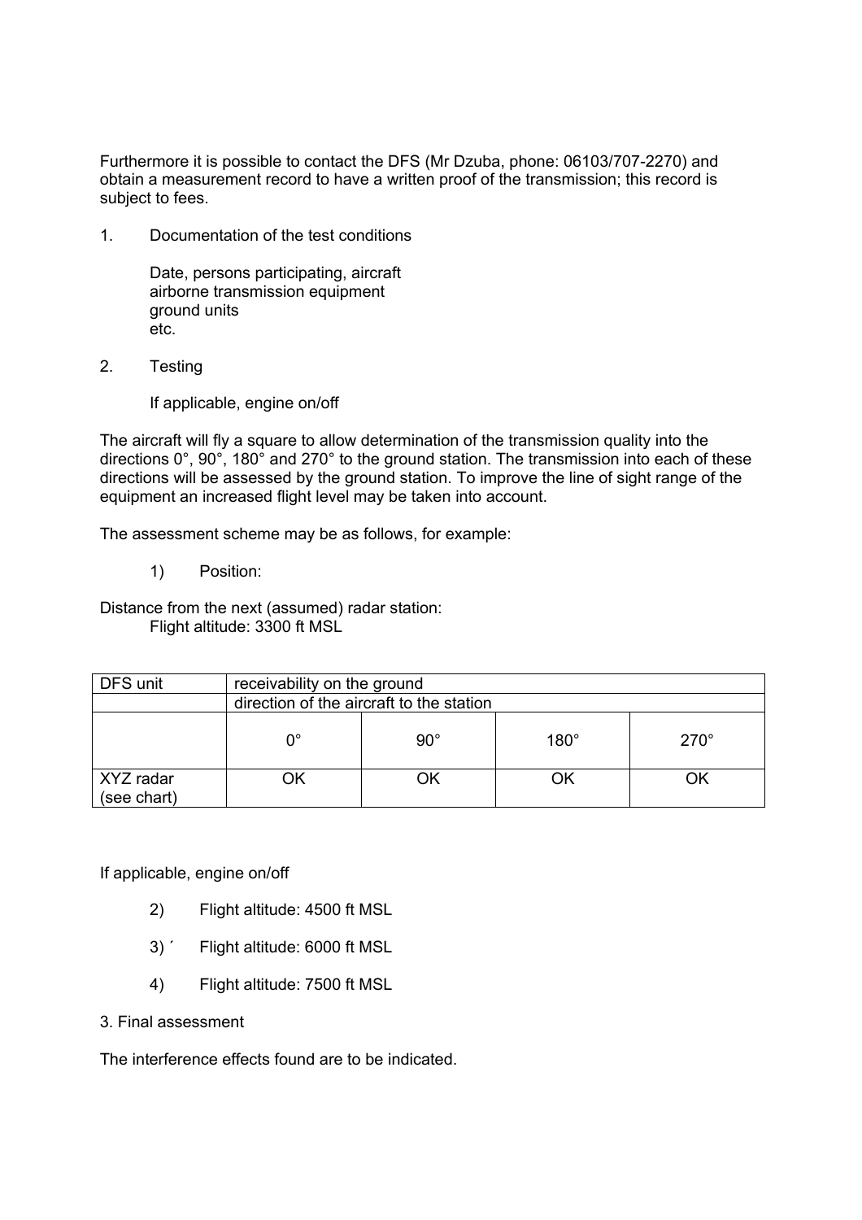Furthermore it is possible to contact the DFS (Mr Dzuba, phone: 06103/707-2270) and obtain a measurement record to have a written proof of the transmission; this record is subject to fees.

1. Documentation of the test conditions

   Date, persons participating, aircraft
   airborne transmission equipment
   ground units
   etc.

2. Testing

   If applicable, engine on/off

The aircraft will fly a square to allow determination of the transmission quality into the directions 0°, 90°, 180° and 270° to the ground station. The transmission into each of these directions will be assessed by the ground station. To improve the line of sight range of the equipment an increased flight level may be taken into account.

The assessment scheme may be as follows, for example:

   1) Position:

Distance from the next (assumed) radar station:
   Flight altitude: 3300 ft MSL

| DFS unit | receivability on the ground | | | |
|---|---|---|---|---|
| | direction of the aircraft to the station | | | |
| | 0° | 90° | 180° | 270° |
| XYZ radar (see chart) | OK | OK | OK | OK |

If applicable, engine on/off

   2) Flight altitude: 4500 ft MSL

   3) ´ Flight altitude: 6000 ft MSL

   4) Flight altitude: 7500 ft MSL

3. Final assessment

The interference effects found are to be indicated.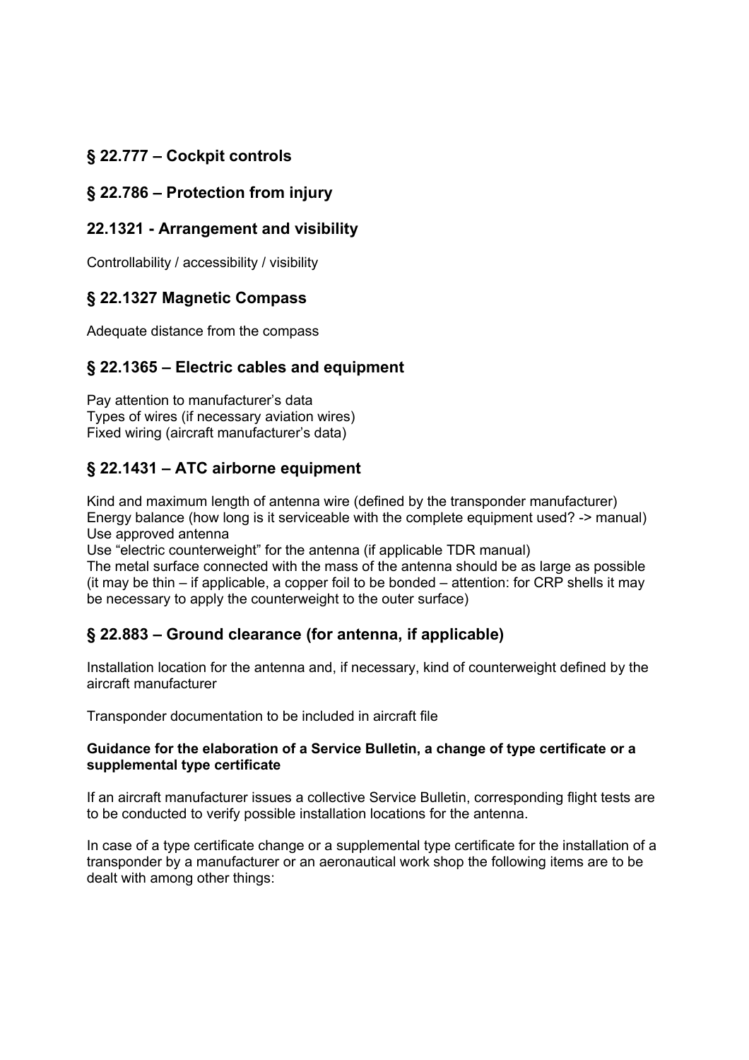### § 22.777 – Cockpit controls

### § 22.786 – Protection from injury

### 22.1321 - Arrangement and visibility

Controllability / accessibility / visibility

### § 22.1327 Magnetic Compass

Adequate distance from the compass

### § 22.1365 – Electric cables and equipment

Pay attention to manufacturer's data
Types of wires (if necessary aviation wires)
Fixed wiring (aircraft manufacturer's data)

### § 22.1431 – ATC airborne equipment

Kind and maximum length of antenna wire (defined by the transponder manufacturer)
Energy balance (how long is it serviceable with the complete equipment used? -> manual)
Use approved antenna
Use "electric counterweight" for the antenna (if applicable TDR manual)
The metal surface connected with the mass of the antenna should be as large as possible (it may be thin – if applicable, a copper foil to be bonded – attention: for CRP shells it may be necessary to apply the counterweight to the outer surface)

### § 22.883 – Ground clearance (for antenna, if applicable)

Installation location for the antenna and, if necessary, kind of counterweight defined by the aircraft manufacturer

Transponder documentation to be included in aircraft file

**Guidance for the elaboration of a Service Bulletin, a change of type certificate or a supplemental type certificate**

If an aircraft manufacturer issues a collective Service Bulletin, corresponding flight tests are to be conducted to verify possible installation locations for the antenna.

In case of a type certificate change or a supplemental type certificate for the installation of a transponder by a manufacturer or an aeronautical work shop the following items are to be dealt with among other things: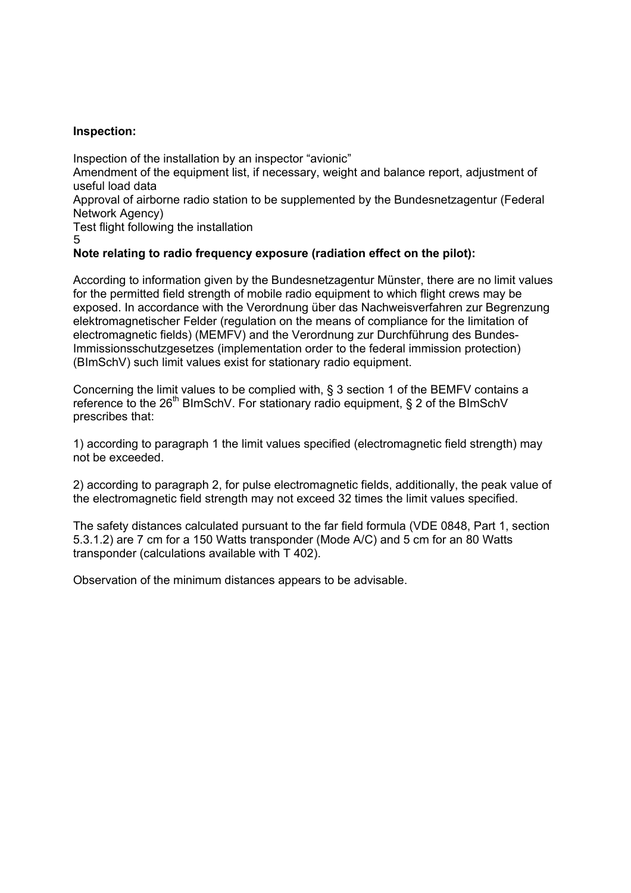**Inspection:**

Inspection of the installation by an inspector “avionic”
Amendment of the equipment list, if necessary, weight and balance report, adjustment of useful load data
Approval of airborne radio station to be supplemented by the Bundesnetzagentur (Federal Network Agency)
Test flight following the installation
5

**Note relating to radio frequency exposure (radiation effect on the pilot):**

According to information given by the Bundesnetzagentur Münster, there are no limit values for the permitted field strength of mobile radio equipment to which flight crews may be exposed. In accordance with the Verordnung über das Nachweisverfahren zur Begrenzung elektromagnetischer Felder (regulation on the means of compliance for the limitation of electromagnetic fields) (MEMFV) and the Verordnung zur Durchführung des Bundes-Immissionsschutzgesetzes (implementation order to the federal immission protection) (BImSchV) such limit values exist for stationary radio equipment.

Concerning the limit values to be complied with, § 3 section 1 of the BEMFV contains a reference to the 26th BImSchV. For stationary radio equipment, § 2 of the BImSchV prescribes that:

1) according to paragraph 1 the limit values specified (electromagnetic field strength) may not be exceeded.

2) according to paragraph 2, for pulse electromagnetic fields, additionally, the peak value of the electromagnetic field strength may not exceed 32 times the limit values specified.

The safety distances calculated pursuant to the far field formula (VDE 0848, Part 1, section 5.3.1.2) are 7 cm for a 150 Watts transponder (Mode A/C) and 5 cm for an 80 Watts transponder (calculations available with T 402).

Observation of the minimum distances appears to be advisable.